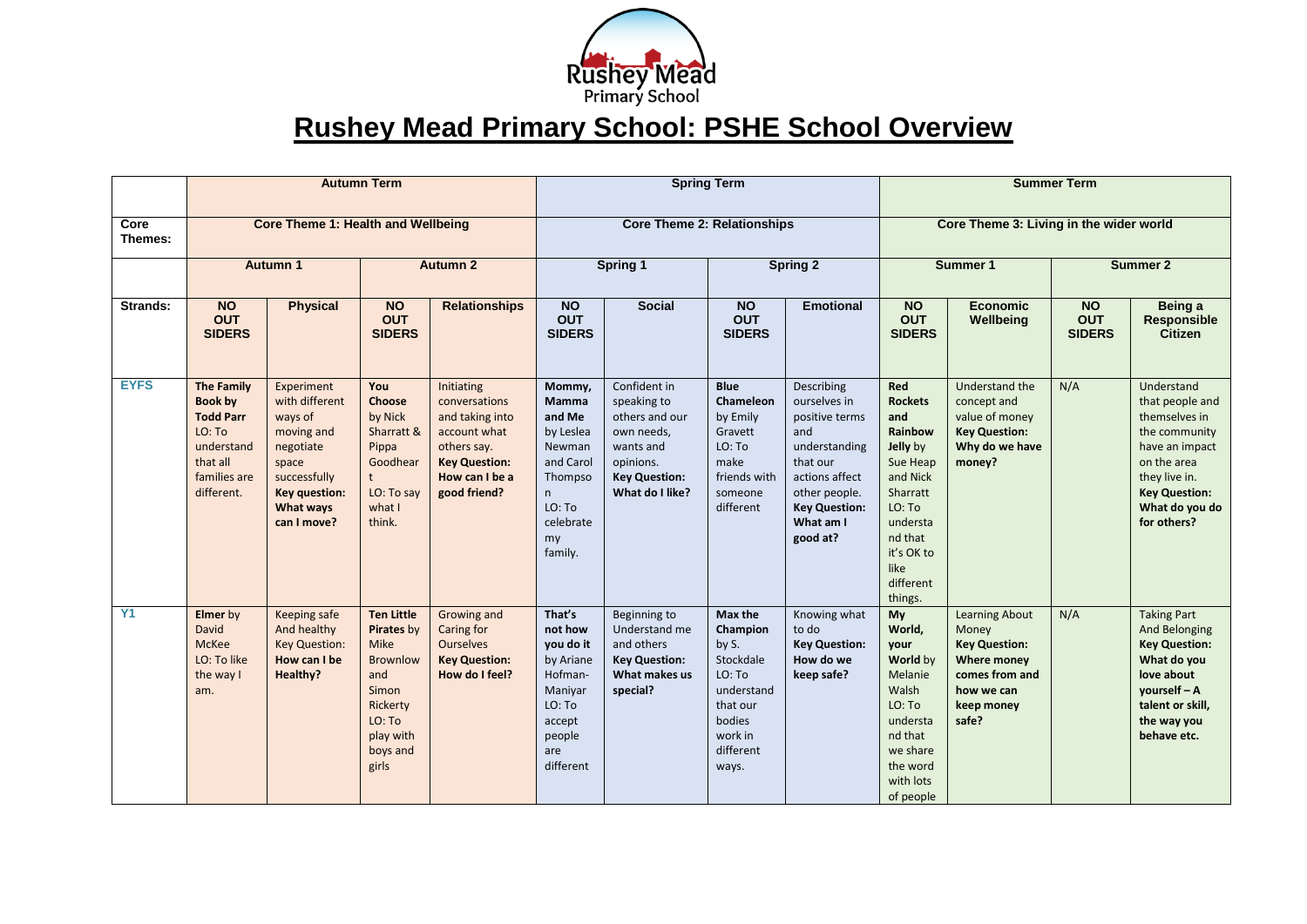# Rushey Mead Primary School: PSHE School Overview

| | Autumn Term | | | | Spring Term | | | | Summer Term | | | |
|---|---|---|---|---|---|---|---|---|---|---|---|---|
| **Core Themes:** | **Core Theme 1: Health and Wellbeing** | | | | **Core Theme 2: Relationships** | | | | **Core Theme 3: Living in the wider world** | | | |
| | **Autumn 1** | | **Autumn 2** | | **Spring 1** | | **Spring 2** | | **Summer 1** | | **Summer 2** | |
| **Strands:** | **NO OUT SIDERS** | **Physical** | **NO OUT SIDERS** | **Relationships** | **NO OUT SIDERS** | **Social** | **NO OUT SIDERS** | **Emotional** | **NO OUT SIDERS** | **Economic Wellbeing** | **NO OUT SIDERS** | **Being a Responsible Citizen** |
| **EYFS** | **The Family Book by Todd Parr** LO: To understand that all families are different. | Experiment with different ways of moving and negotiate space successfully **Key question: What ways can I move?** | **You Choose** by Nick Sharratt & Pippa Goodheart LO: To say what I think. | Initiating conversations and taking into account what others say. **Key Question: How can I be a good friend?** | **Mommy, Mamma and Me** by Leslea Newman and Carol Thompson LO: To celebrate my family. | Confident in speaking to others and our own needs, wants and opinions. **Key Question: What do I like?** | **Blue Chameleon** by Emily Gravett LO: To make friends with someone different | Describing ourselves in positive terms and understanding that our actions affect other people. **Key Question: What am I good at?** | **Red Rockets and Rainbow Jelly** by Sue Heap and Nick Sharratt LO: To understand that it's OK to like different things. | Understand the concept and value of money **Key Question: Why do we have money?** | N/A | Understand that people and themselves in the community have an impact on the area they live in. **Key Question: What do you do for others?** |
| **Y1** | **Elmer** by David McKee LO: To like the way I am. | Keeping safe And healthy Key Question: **How can I be Healthy?** | **Ten Little Pirates** by Mike Brownlow and Simon Rickerty LO: To play with boys and girls | Growing and Caring for Ourselves **Key Question: How do I feel?** | **That's not how you do it** by Ariane Hofman-Maniyar LO: To accept people are different | Beginning to Understand me and others **Key Question: What makes us special?** | **Max the Champion** by S. Stockdale LO: To understand that our bodies work in different ways. | Knowing what to do **Key Question: How do we keep safe?** | **My World, your World** by Melanie Walsh LO: To understand that we share the word with lots of people | Learning About Money **Key Question: Where money comes from and how we can keep money safe?** | N/A | Taking Part And Belonging **Key Question: What do you love about yourself – A talent or skill, the way you behave etc.** |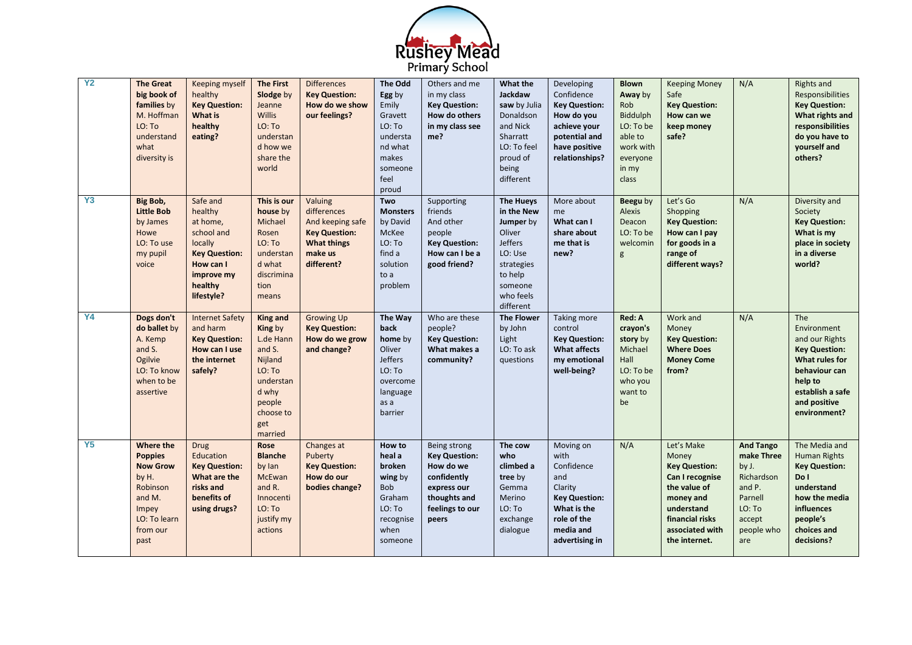# Rushey Mead Primary School

| Y2 | **The Great big book of families** by M. Hoffman LO: To understand what diversity is | Keeping myself healthy **Key Question: What is healthy eating?** | **The First Slodge** by Jeanne Willis LO: To understand how we share the world | Differences **Key Question: How do we show our feelings?** | **The Odd Egg** by Emily Gravett LO: To understand what makes someone feel proud | Others and me in my class **Key Question: How do others in my class see me?** | **What the Jackdaw saw** by Julia Donaldson and Nick Sharratt LO: To feel proud of being different | Developing Confidence **Key Question: How do you achieve your potential and have positive relationships?** | **Blown Away** by Rob Biddulph LO: To be able to work with everyone in my class | Keeping Money Safe **Key Question: How can we keep money safe?** | N/A | Rights and Responsibilities **Key Question: What rights and responsibilities do you have to yourself and others?** |
|---|---|---|---|---|---|---|---|---|---|---|---|---|
| Y3 | **Big Bob, Little Bob** by James Howe LO: To use my pupil voice | Safe and healthy at home, school and locally **Key Question: How can I improve my healthy lifestyle?** | **This is our house** by Michael Rosen LO: To understand what discrimination means | Valuing differences And keeping safe **Key Question: What things make us different?** | **Two Monsters** by David McKee LO: To find a solution to a problem | Supporting friends And other people **Key Question: How can I be a good friend?** | **The Hueys in the New Jumper** by Oliver Jeffers LO: Use strategies to help someone who feels different | More about me **What can I share about me that is new?** | **Beegu** by Alexis Deacon LO: To be welcoming | Let's Go Shopping **Key Question: How can I pay for goods in a range of different ways?** | N/A | Diversity and Society **Key Question: What is my place in society in a diverse world?** |
| Y4 | **Dogs don't do ballet** by A. Kemp and S. Ogilvie LO: To know when to be assertive | Internet Safety and harm **Key Question: How can I use the internet safely?** | **King and King** by L.de Hann and S. Nijland LO: To understand why people choose to get married | Growing Up **Key Question: How do we grow and change?** | **The Way back home** by Oliver Jeffers LO: To overcome language as a barrier | Who are these people? **Key Question: What makes a community?** | **The Flower** by John Light LO: To ask questions | Taking more control **Key Question: What affects my emotional well-being?** | **Red: A crayon's story** by Michael Hall LO: To be who you want to be | Work and Money **Key Question: Where Does Money Come from?** | N/A | The Environment and our Rights **Key Question: What rules for behaviour can help to establish a safe and positive environment?** |
| Y5 | **Where the Poppies Now Grow** by H. Robinson and M. Impey LO: To learn from our past | Drug Education **Key Question: What are the risks and benefits of using drugs?** | **Rose Blanche** by Ian McEwan and R. Innocenti LO: To justify my actions | Changes at Puberty **Key Question: How do our bodies change?** | **How to heal a broken wing** by Bob Graham LO: To recognise when someone | Being strong **Key Question: How do we confidently express our thoughts and feelings to our peers** | **The cow who climbed a tree** by Gemma Merino LO: To exchange dialogue | Moving on with Confidence and Clarity **Key Question: What is the role of the media and advertising in** | N/A | Let's Make Money **Key Question: Can I recognise the value of money and understand financial risks associated with the internet.** | **And Tango make Three** by J. Richardson and P. Parnell LO: To accept people who are | The Media and Human Rights **Key Question: Do I understand how the media influences people's choices and decisions?** |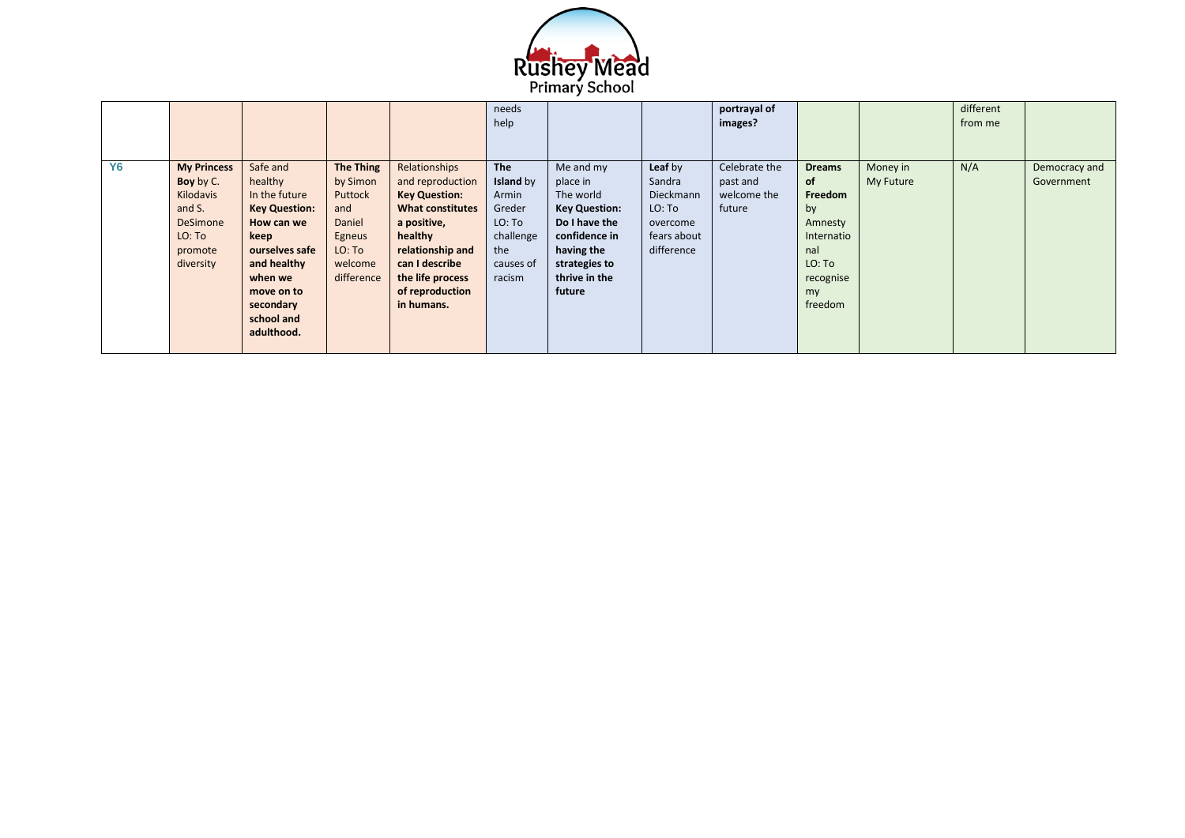| | | | | | | | | | | | | |
|---|---|---|---|---|---|---|---|---|---|---|---|---|
| | | | | | needs help | | | **portrayal of images?** | | | different from me | |
| Y6 | **My Princess Boy** by C. Kilodavis and S. DeSimone LO: To promote diversity | Safe and healthy In the future **Key Question: How can we keep ourselves safe and healthy when we move on to secondary school and adulthood.** | **The Thing** by Simon Puttock and Daniel Egneus LO: To welcome difference | Relationships and reproduction **Key Question: What constitutes a positive, healthy relationship and can I describe the life process of reproduction in humans.** | **The Island** by Armin Greder LO: To challenge the causes of racism | Me and my place in The world **Key Question: Do I have the confidence in having the strategies to thrive in the future** | **Leaf** by Sandra Dieckmann LO: To overcome fears about difference | Celebrate the past and welcome the future | **Dreams of Freedom** by Amnesty International LO: To recognise my freedom | Money in My Future | N/A | Democracy and Government |